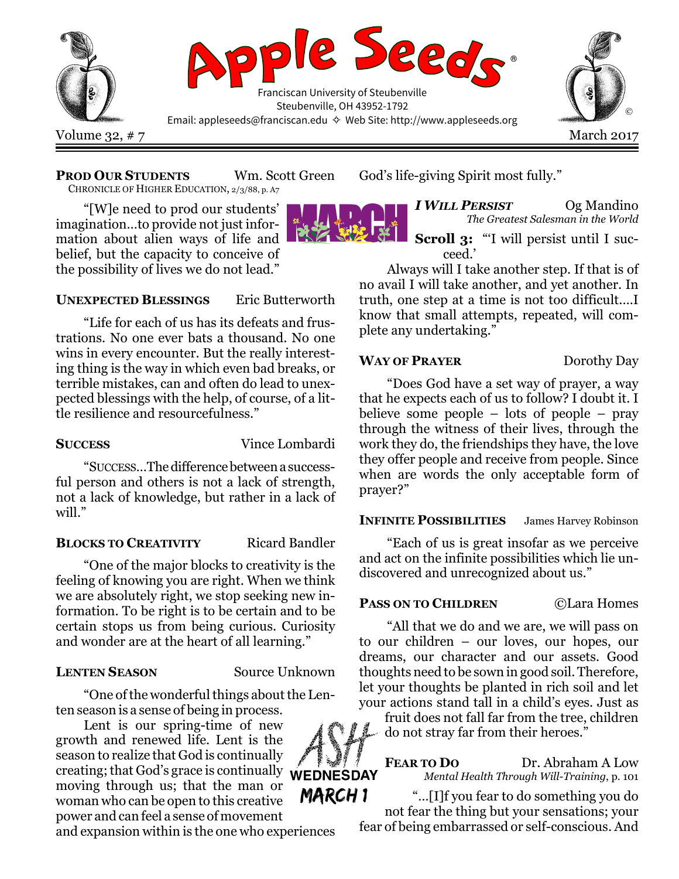# Apple Seeds®

Franciscan University of Steubenville
Steubenville, OH 43952-1792
Email: appleseeds@franciscan.edu ✧ Web Site: http://www.appleseeds.org

Volume 32, # 7 — March 2017

**PROD OUR STUDENTS** — Wm. Scott Green
CHRONICLE OF HIGHER EDUCATION, 2/3/88, p. A7

"[W]e need to prod our students' imagination…to provide not just information about alien ways of life and belief, but the capacity to conceive of the possibility of lives we do not lead."

**UNEXPECTED BLESSINGS** — Eric Butterworth

"Life for each of us has its defeats and frustrations. No one ever bats a thousand. No one wins in every encounter. But the really interesting thing is the way in which even bad breaks, or terrible mistakes, can and often do lead to unexpected blessings with the help, of course, of a little resilience and resourcefulness."

**SUCCESS** — Vince Lombardi

"SUCCESS…The difference between a successful person and others is not a lack of strength, not a lack of knowledge, but rather in a lack of will."

**BLOCKS TO CREATIVITY** — Ricard Bandler

"One of the major blocks to creativity is the feeling of knowing you are right. When we think we are absolutely right, we stop seeking new information. To be right is to be certain and to be certain stops us from being curious. Curiosity and wonder are at the heart of all learning."

**LENTEN SEASON** — Source Unknown

"One of the wonderful things about the Lenten season is a sense of being in process.

Lent is our spring-time of new growth and renewed life. Lent is the season to realize that God is continually creating; that God's grace is continually moving through us; that the man or woman who can be open to this creative power and can feel a sense of movement and expansion within is the one who experiences God's life-giving Spirit most fully."

ASH WEDNESDAY MARCH 1

***I WILL PERSIST*** — Og Mandino
*The Greatest Salesman in the World*

**Scroll 3:** "'I will persist until I succeed.'

Always will I take another step. If that is of no avail I will take another, and yet another. In truth, one step at a time is not too difficult.…I know that small attempts, repeated, will complete any undertaking."

**WAY OF PRAYER** — Dorothy Day

"Does God have a set way of prayer, a way that he expects each of us to follow? I doubt it. I believe some people – lots of people – pray through the witness of their lives, through the work they do, the friendships they have, the love they offer people and receive from people. Since when are words the only acceptable form of prayer?"

**INFINITE POSSIBILITIES** — James Harvey Robinson

"Each of us is great insofar as we perceive and act on the infinite possibilities which lie undiscovered and unrecognized about us."

**PASS ON TO CHILDREN** — ©Lara Homes

"All that we do and we are, we will pass on to our children – our loves, our hopes, our dreams, our character and our assets. Good thoughts need to be sown in good soil. Therefore, let your thoughts be planted in rich soil and let your actions stand tall in a child's eyes. Just as fruit does not fall far from the tree, children do not stray far from their heroes."

**FEAR TO DO** — Dr. Abraham A Low
*Mental Health Through Will-Training*, p. 101

"…[I]f you fear to do something you do not fear the thing but your sensations; your fear of being embarrassed or self-conscious. And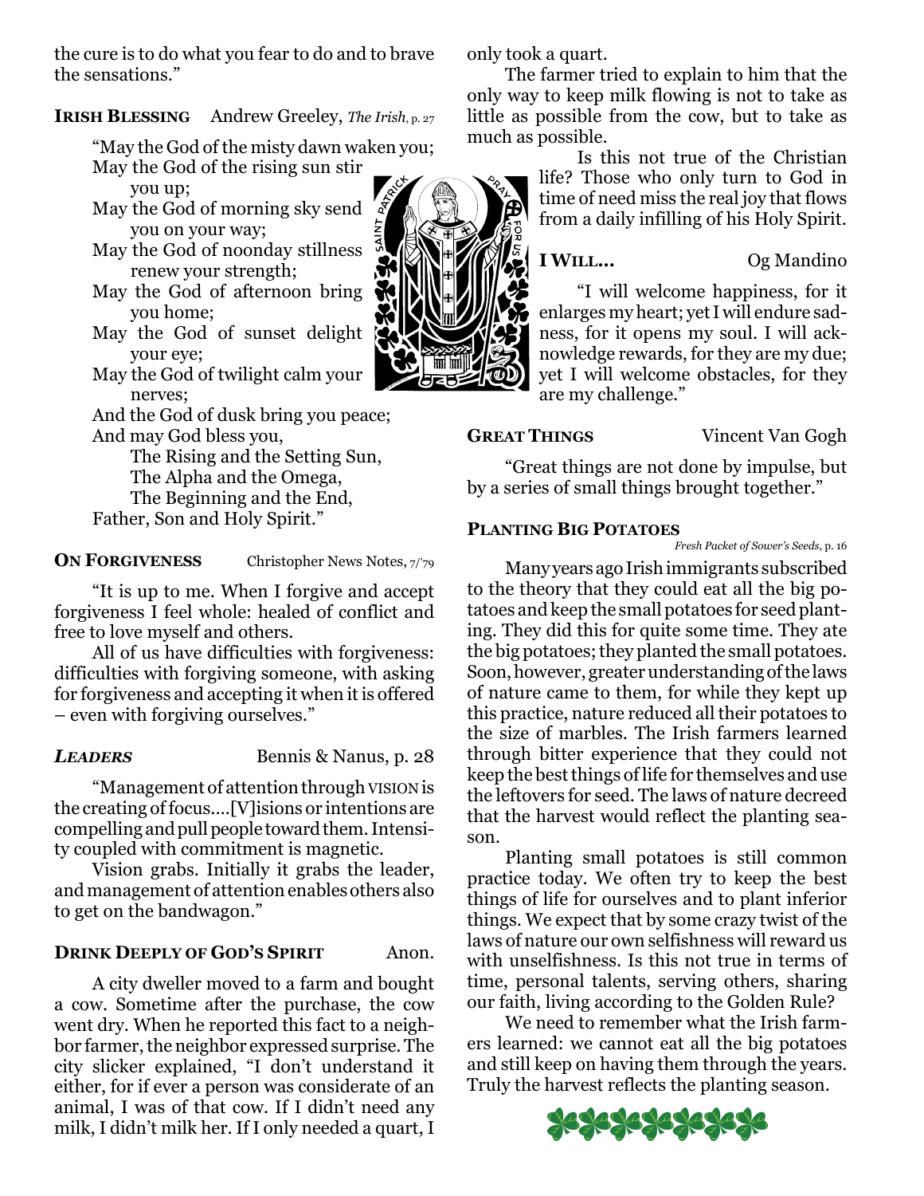the cure is to do what you fear to do and to brave the sensations."

**IRISH BLESSING** Andrew Greeley, *The Irish*, p. 27

"May the God of the misty dawn waken you;
May the God of the rising sun stir you up;
May the God of morning sky send you on your way;
May the God of noonday stillness renew your strength;
May the God of afternoon bring you home;
May the God of sunset delight your eye;
May the God of twilight calm your nerves;
And the God of dusk bring you peace;
And may God bless you,
The Rising and the Setting Sun,
The Alpha and the Omega,
The Beginning and the End,
Father, Son and Holy Spirit."

**ON FORGIVENESS** Christopher News Notes, 7/'79

"It is up to me. When I forgive and accept forgiveness I feel whole: healed of conflict and free to love myself and others.

All of us have difficulties with forgiveness: difficulties with forgiving someone, with asking for forgiveness and accepting it when it is offered – even with forgiving ourselves."

***LEADERS*** Bennis & Nanus, p. 28

"Management of attention through VISION is the creating of focus....[V]isions or intentions are compelling and pull people toward them. Intensity coupled with commitment is magnetic.

Vision grabs. Initially it grabs the leader, and management of attention enables others also to get on the bandwagon."

**DRINK DEEPLY OF GOD'S SPIRIT** Anon.

A city dweller moved to a farm and bought a cow. Sometime after the purchase, the cow went dry. When he reported this fact to a neighbor farmer, the neighbor expressed surprise. The city slicker explained, "I don't understand it either, for if ever a person was considerate of an animal, I was of that cow. If I didn't need any milk, I didn't milk her. If I only needed a quart, I only took a quart.

The farmer tried to explain to him that the only way to keep milk flowing is not to take as little as possible from the cow, but to take as much as possible.

Is this not true of the Christian life? Those who only turn to God in time of need miss the real joy that flows from a daily infilling of his Holy Spirit.

**I WILL...** Og Mandino

"I will welcome happiness, for it enlarges my heart; yet I will endure sadness, for it opens my soul. I will acknowledge rewards, for they are my due; yet I will welcome obstacles, for they are my challenge."

**GREAT THINGS** Vincent Van Gogh

"Great things are not done by impulse, but by a series of small things brought together."

**PLANTING BIG POTATOES**

*Fresh Packet of Sower's Seeds*, p. 16

Many years ago Irish immigrants subscribed to the theory that they could eat all the big potatoes and keep the small potatoes for seed planting. They did this for quite some time. They ate the big potatoes; they planted the small potatoes. Soon, however, greater understanding of the laws of nature came to them, for while they kept up this practice, nature reduced all their potatoes to the size of marbles. The Irish farmers learned through bitter experience that they could not keep the best things of life for themselves and use the leftovers for seed. The laws of nature decreed that the harvest would reflect the planting season.

Planting small potatoes is still common practice today. We often try to keep the best things of life for ourselves and to plant inferior things. We expect that by some crazy twist of the laws of nature our own selfishness will reward us with unselfishness. Is this not true in terms of time, personal talents, serving others, sharing our faith, living according to the Golden Rule?

We need to remember what the Irish farmers learned: we cannot eat all the big potatoes and still keep on having them through the years. Truly the harvest reflects the planting season.